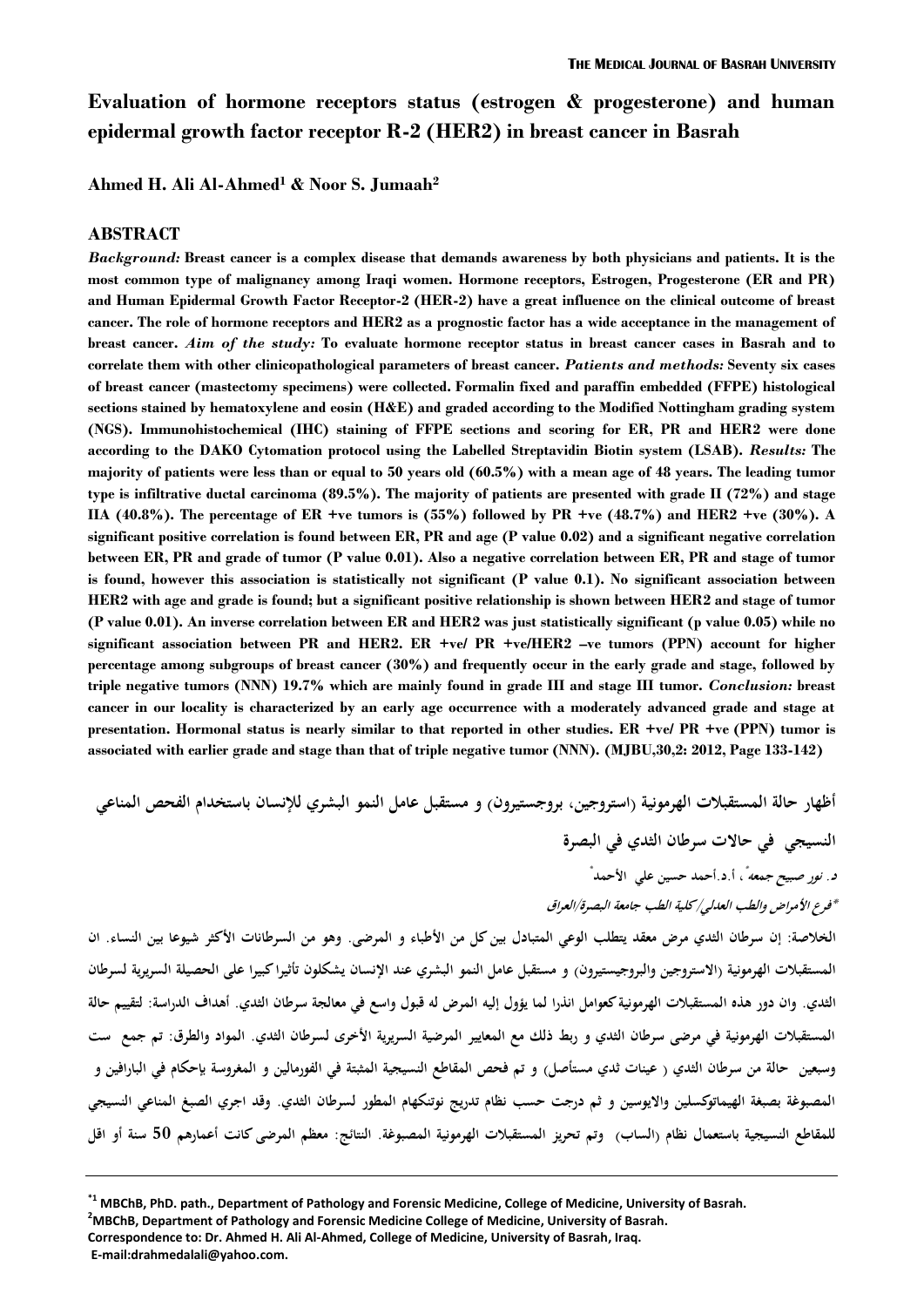# Evaluation of hormone receptors status (estrogen & progesterone) and human epidermal growth factor receptor R-2 (HER2) in breast cancer in Basrah

**Ahmed H. Ali Al-Ahmed[1] & Noor S. Jumaah[2]**

## ABSTRACT

***Background:*** **Breast cancer is a complex disease that demands awareness by both physicians and patients. It is the most common type of malignancy among Iraqi women. Hormone receptors, Estrogen, Progesterone (ER and PR) and Human Epidermal Growth Factor Receptor-2 (HER-2) have a great influence on the clinical outcome of breast cancer. The role of hormone receptors and HER2 as a prognostic factor has a wide acceptance in the management of breast cancer.** ***Aim of the study:*** **To evaluate hormone receptor status in breast cancer cases in Basrah and to correlate them with other clinicopathological parameters of breast cancer.** ***Patients and methods:*** **Seventy six cases of breast cancer (mastectomy specimens) were collected. Formalin fixed and paraffin embedded (FFPE) histological sections stained by hematoxylene and eosin (H&E) and graded according to the Modified Nottingham grading system (NGS). Immunohistochemical (IHC) staining of FFPE sections and scoring for ER, PR and HER2 were done according to the DAKO Cytomation protocol using the Labelled Streptavidin Biotin system (LSAB).** ***Results:*** **The majority of patients were less than or equal to 50 years old (60.5%) with a mean age of 48 years. The leading tumor type is infiltrative ductal carcinoma (89.5%). The majority of patients are presented with grade II (72%) and stage IIA (40.8%). The percentage of ER +ve tumors is (55%) followed by PR +ve (48.7%) and HER2 +ve (30%). A significant positive correlation is found between ER, PR and age (P value 0.02) and a significant negative correlation between ER, PR and grade of tumor (P value 0.01). Also a negative correlation between ER, PR and stage of tumor is found, however this association is statistically not significant (P value 0.1). No significant association between HER2 with age and grade is found; but a significant positive relationship is shown between HER2 and stage of tumor (P value 0.01). An inverse correlation between ER and HER2 was just statistically significant (p value 0.05) while no significant association between PR and HER2. ER +ve/ PR +ve/HER2 –ve tumors (PPN) account for higher percentage among subgroups of breast cancer (30%) and frequently occur in the early grade and stage, followed by triple negative tumors (NNN) 19.7% which are mainly found in grade III and stage III tumor.** ***Conclusion:*** **breast cancer in our locality is characterized by an early age occurrence with a moderately advanced grade and stage at presentation. Hormonal status is nearly similar to that reported in other studies. ER +ve/ PR +ve (PPN) tumor is associated with earlier grade and stage than that of triple negative tumor (NNN). (MJBU,30,2: 2012, Page 133-142)**

**أظهار حالة المستقبلات الهرمونية (استروجين، بروجستيرون) و مستقبل عامل النمو البشري للإنسان باستخدام الفحص المناعي النسيجي في حالات سرطان الثدي في البصرة**

***د. نور صبيح جمعة*، أ.د.أحمد حسين علي الأحمد***

****فرع الأمراض والطب العدلي/كلية الطب جامعة البصرة/العراق***

**الخلاصة: إن سرطان الثدي مرض معقد يتطلب الوعي المتبادل بين كل من الأطباء و المرضى. وهو من السرطانات الأكثر شيوعا بين النساء. ان المستقبلات الهرمونية (الاستروجين والبروجيستيرون) و مستقبل عامل النمو البشري عند الإنسان يشكلون تأثيرا كبيرا على الحصيلة السريرية لسرطان الثدي. وان دور هذه المستقبلات الهرمونية كعوامل انذرا لما يؤول إليه المرض له قبول واسع في معالجة سرطان الثدي. أهداف الدراسة: لتقييم حالة المستقبلات الهرمونية في مرضى سرطان الثدي و ربط ذلك مع المعايير المرضية السريرية الأخرى لسرطان الثدي. المواد والطرق: تم جمع ست وسبعين حالة من سرطان الثدي ( عينات ثدي مستأصل) و تم فحص المقاطع النسيجية المثبتة في الفورمالين و المغروسة بإحكام في البارافين و المصبوغة بصبغة الهيماتوكسلين والايوسين و ثم درجت حسب نظام تدريج نوتنكهام المطور لسرطان الثدي. وقد اجري الصبغ المناعي النسيجي للمقاطع النسيجية باستعمال نظام (الساب) وتم تحريز المستقبلات الهرمونية المصبوغة. النتائج: معظم المرضى كانت أعمارهم 50 سنة أو اقل**

---

*[1] MBChB, PhD. path., Department of Pathology and Forensic Medicine, College of Medicine, University of Basrah.
[2] MBChB, Department of Pathology and Forensic Medicine College of Medicine, University of Basrah.
Correspondence to: Dr. Ahmed H. Ali Al-Ahmed, College of Medicine, University of Basrah, Iraq.
E-mail:drahmedalali@yahoo.com.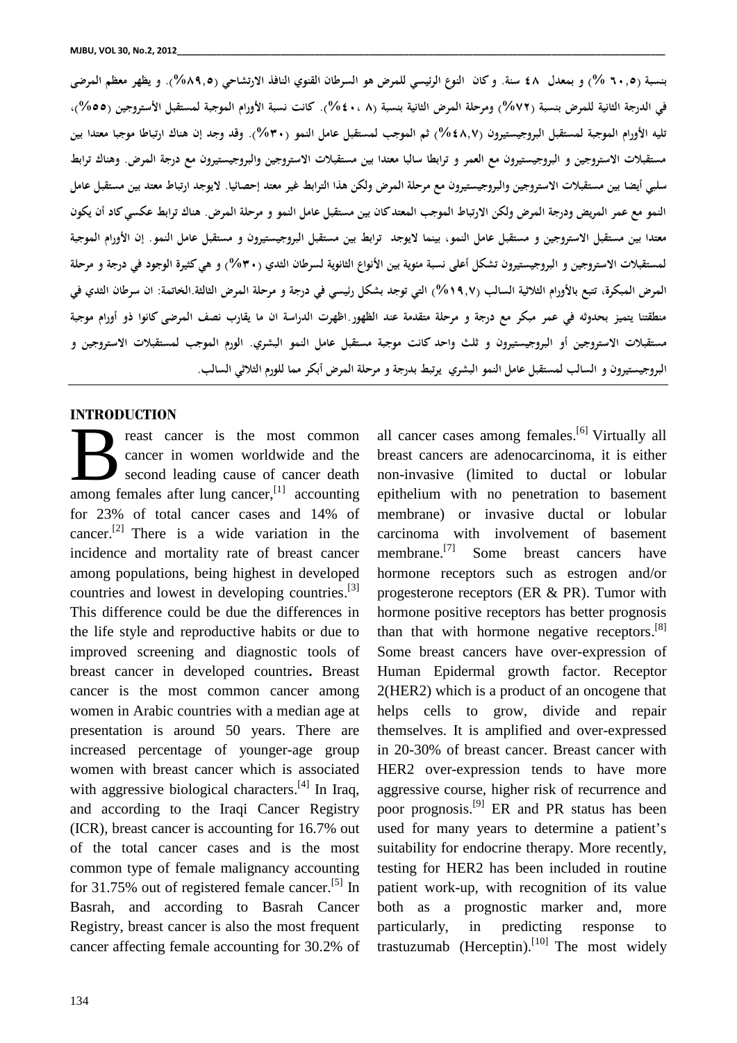بنسبة (٦٠,٥ %) و بمعدل ٤٨ سنة. و كان النوع الرئيسي للمرض هو السرطان القنوي النافذ الارتشاحي (٨٩,٥%). و يظهر معظم المرضى في الدرجة الثانية للمرض بنسبة (٧٢%) ومرحلة المرض الثانية بنسبة (٨، ٤٠%). كانت نسبة الأورام الموجبة لمستقبل الأستروجين (٥٥%)، تليه الأورام الموجبة لمستقبل البروجيستيرون (٤٨,٧%) ثم الموجب لمستقبل عامل النمو (٣٠%). وقد وجد إن هناك ارتباطا موجبا معتدا بين مستقبلات الاستروجين و البروجيستيرون مع العمر و ترابطا سالبا معتدا بين مستقبلات الاستروجين والبروجيستيرون مع درجة المرض. وهناك ترابط سلبي أيضا بين مستقبلات الاستروجين والبروجيستيرون مع مرحلة المرض ولكن هذا الترابط غير معتد إحصائيا. لايوجد ارتباط معتد بين مستقبل عامل النمو مع عمر المريض ودرجة المرض ولكن الارتباط الموجب المعتدكان بين مستقبل عامل النمو و مرحلة المرض. هناك ترابط عكسي كاد أن يكون معتدا بين مستقبل الاستروجين و مستقبل عامل النمو، بينما لايوجد ترابط بين مستقبل البروجيستيرون و مستقبل عامل النمو. إن الأورام الموجبة لمستقبلات الاستروجين و البروجيستيرون تشكل أعلى نسبة مئوية بين الأنواع الثانوية لسرطان الثدي (٣٠%) و هي كثيرة الوجود في درجة و مرحلة المرض المبكرة، تتبع بالأورام الثلاثية السالب (١٩,٧%) التي توجد بشكل رئيسي في درجة و مرحلة المرض الثالثة.الخاتمة: ان سرطان الثدي في منطقتنا يتميز بحدوثه في عمر مبكر مع درجة و مرحلة متقدمة عند الظهور.اظهرت الدراسة ان ما يقارب نصف المرضى كانوا ذو أورام موجبة مستقبلات الاستروجين أو البروجيستيرون و ثلث واحد كانت موجبة مستقبل عامل النمو البشري. الورم الموجب لمستقبلات الاستروجين و البروجيستيرون و السالب لمستقبل عامل النمو البشري يرتبط بدرجة و مرحلة المرض أبكر مما للورم الثلاثي السالب.

## INTRODUCTION

Breast cancer is the most common cancer in women worldwide and the second leading cause of cancer death among females after lung cancer,[1] accounting for 23% of total cancer cases and 14% of cancer.[2] There is a wide variation in the incidence and mortality rate of breast cancer among populations, being highest in developed countries and lowest in developing countries.[3] This difference could be due the differences in the life style and reproductive habits or due to improved screening and diagnostic tools of breast cancer in developed countries. Breast cancer is the most common cancer among women in Arabic countries with a median age at presentation is around 50 years. There are increased percentage of younger-age group women with breast cancer which is associated with aggressive biological characters.[4] In Iraq, and according to the Iraqi Cancer Registry (ICR), breast cancer is accounting for 16.7% out of the total cancer cases and is the most common type of female malignancy accounting for 31.75% out of registered female cancer.[5] In Basrah, and according to Basrah Cancer Registry, breast cancer is also the most frequent cancer affecting female accounting for 30.2% of all cancer cases among females.[6] Virtually all breast cancers are adenocarcinoma, it is either non-invasive (limited to ductal or lobular epithelium with no penetration to basement membrane) or invasive ductal or lobular carcinoma with involvement of basement membrane.[7] Some breast cancers have hormone receptors such as estrogen and/or progesterone receptors (ER & PR). Tumor with hormone positive receptors has better prognosis than that with hormone negative receptors.[8] Some breast cancers have over-expression of Human Epidermal growth factor. Receptor 2(HER2) which is a product of an oncogene that helps cells to grow, divide and repair themselves. It is amplified and over-expressed in 20-30% of breast cancer. Breast cancer with HER2 over-expression tends to have more aggressive course, higher risk of recurrence and poor prognosis.[9] ER and PR status has been used for many years to determine a patient's suitability for endocrine therapy. More recently, testing for HER2 has been included in routine patient work-up, with recognition of its value both as a prognostic marker and, more particularly, in predicting response to trastuzumab (Herceptin).[10] The most widely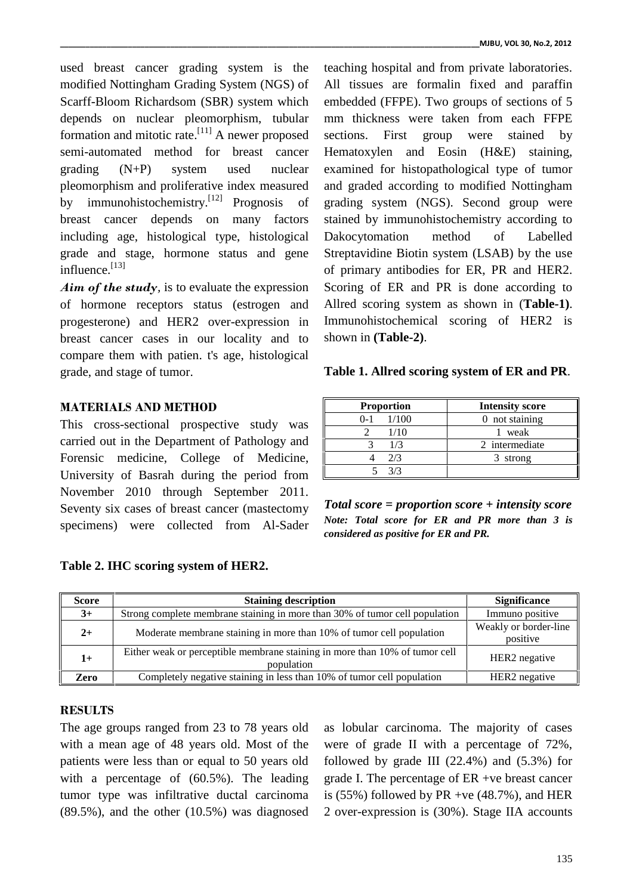used breast cancer grading system is the modified Nottingham Grading System (NGS) of Scarff-Bloom Richardsom (SBR) system which depends on nuclear pleomorphism, tubular formation and mitotic rate.[11] A newer proposed semi-automated method for breast cancer grading (N+P) system used nuclear pleomorphism and proliferative index measured by immunohistochemistry.[12] Prognosis of breast cancer depends on many factors including age, histological type, histological grade and stage, hormone status and gene influence.[13]

***Aim of the study***, is to evaluate the expression of hormone receptors status (estrogen and progesterone) and HER2 over-expression in breast cancer cases in our locality and to compare them with patien. t's age, histological grade, and stage of tumor.

## MATERIALS AND METHOD

This cross-sectional prospective study was carried out in the Department of Pathology and Forensic medicine, College of Medicine, University of Basrah during the period from November 2010 through September 2011. Seventy six cases of breast cancer (mastectomy specimens) were collected from Al-Sader teaching hospital and from private laboratories. All tissues are formalin fixed and paraffin embedded (FFPE). Two groups of sections of 5 mm thickness were taken from each FFPE sections. First group were stained by Hematoxylen and Eosin (H&E) staining, examined for histopathological type of tumor and graded according to modified Nottingham grading system (NGS). Second group were stained by immunohistochemistry according to Dakocytomation method of Labelled Streptavidine Biotin system (LSAB) by the use of primary antibodies for ER, PR and HER2. Scoring of ER and PR is done according to Allred scoring system as shown in (**Table-1)**. Immunohistochemical scoring of HER2 is shown in **(Table-2)**.

**Table 1. Allred scoring system of ER and PR**.

| Proportion | Intensity score |
|---|---|
| 0-1 1/100 | 0 not staining |
| 2 1/10 | 1 weak |
| 3 1/3 | 2 intermediate |
| 4 2/3 | 3 strong |
| 5 3/3 | |

***Total score = proportion score + intensity score***
***Note: Total score for ER and PR more than 3 is considered as positive for ER and PR.***

**Table 2. IHC scoring system of HER2.**

| Score | Staining description | Significance |
|---|---|---|
| **3+** | Strong complete membrane staining in more than 30% of tumor cell population | Immuno positive |
| **2+** | Moderate membrane staining in more than 10% of tumor cell population | Weakly or border-line positive |
| **1+** | Either weak or perceptible membrane staining in more than 10% of tumor cell population | HER2 negative |
| **Zero** | Completely negative staining in less than 10% of tumor cell population | HER2 negative |

## RESULTS

The age groups ranged from 23 to 78 years old with a mean age of 48 years old. Most of the patients were less than or equal to 50 years old with a percentage of (60.5%). The leading tumor type was infiltrative ductal carcinoma (89.5%), and the other (10.5%) was diagnosed as lobular carcinoma. The majority of cases were of grade II with a percentage of 72%, followed by grade III (22.4%) and (5.3%) for grade I. The percentage of ER +ve breast cancer is (55%) followed by PR +ve (48.7%), and HER 2 over-expression is (30%). Stage IIA accounts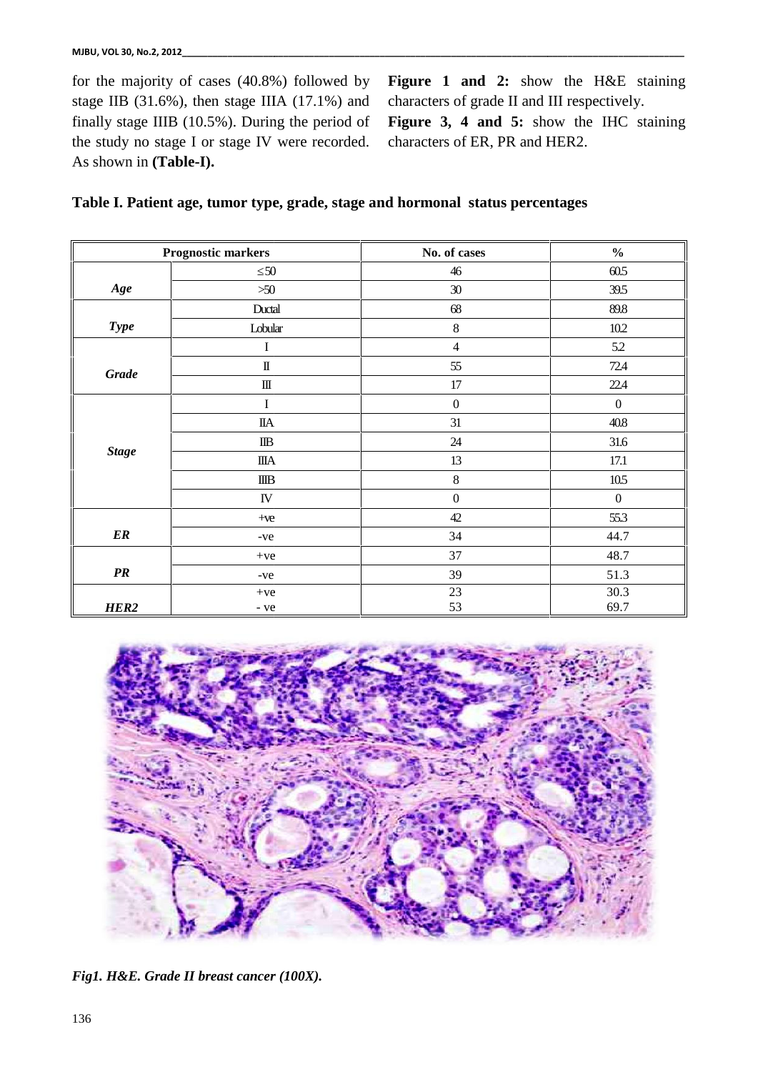for the majority of cases (40.8%) followed by stage IIB (31.6%), then stage IIIA (17.1%) and finally stage IIIB (10.5%). During the period of the study no stage I or stage IV were recorded. As shown in **(Table-I).**

**Figure 1 and 2:** show the H&E staining characters of grade II and III respectively.

**Figure 3, 4 and 5:** show the IHC staining characters of ER, PR and HER2.

**Table I. Patient age, tumor type, grade, stage and hormonal status percentages**

| Prognostic markers | | No. of cases | % |
|---|---|---|---|
| ***Age*** | ≤50 | 46 | 60.5 |
| | >50 | 30 | 39.5 |
| ***Type*** | Ductal | 68 | 89.8 |
| | Lobular | 8 | 10.2 |
| ***Grade*** | I | 4 | 5.2 |
| | II | 55 | 72.4 |
| | III | 17 | 22.4 |
| ***Stage*** | I | 0 | 0 |
| | IIA | 31 | 40.8 |
| | IIB | 24 | 31.6 |
| | IIIA | 13 | 17.1 |
| | IIIB | 8 | 10.5 |
| | IV | 0 | 0 |
| ***ER*** | +ve | 42 | 55.3 |
| | -ve | 34 | 44.7 |
| ***PR*** | +ve | 37 | 48.7 |
| | -ve | 39 | 51.3 |
| ***HER2*** | +ve | 23 | 30.3 |
| | - ve | 53 | 69.7 |

***Fig1. H&E. Grade II breast cancer (100X).***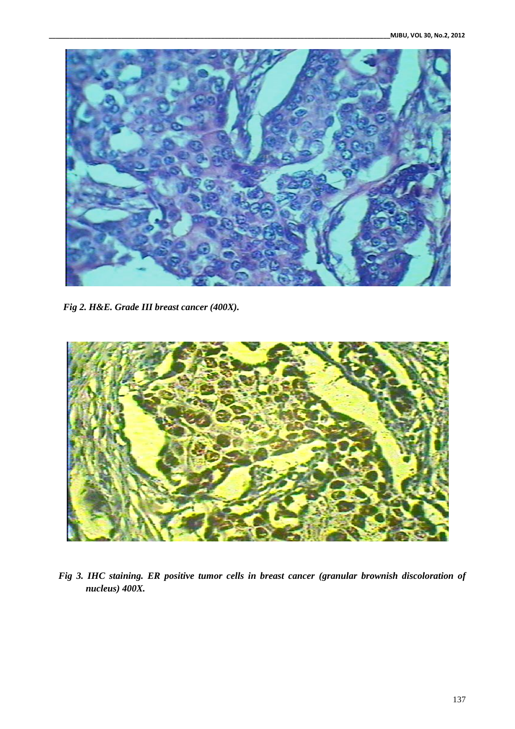*Fig 2. H&E. Grade III breast cancer (400X).*

*Fig 3. IHC staining. ER positive tumor cells in breast cancer (granular brownish discoloration of nucleus) 400X.*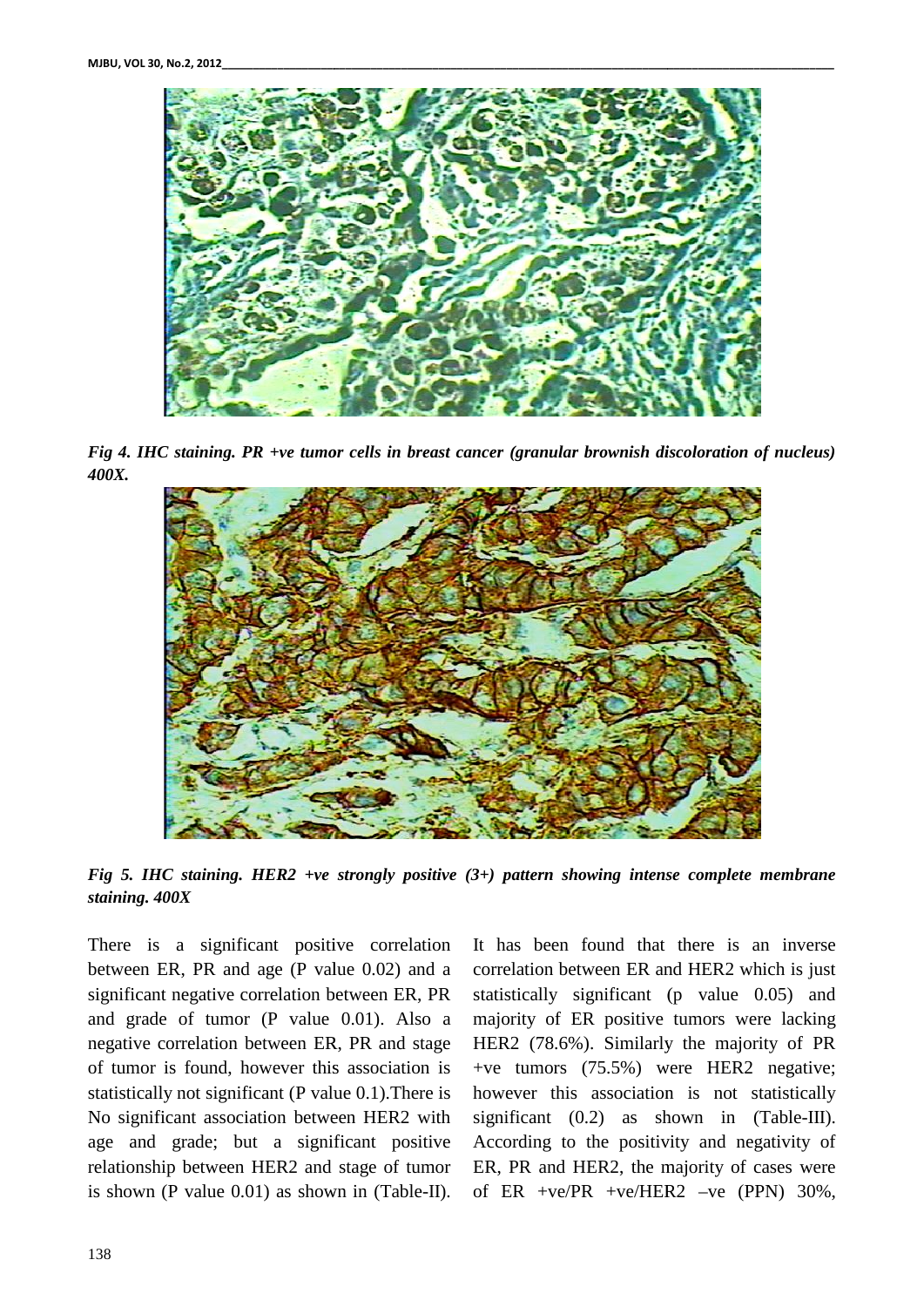*Fig 4. IHC staining. PR +ve tumor cells in breast cancer (granular brownish discoloration of nucleus) 400X.*

*Fig 5. IHC staining. HER2 +ve strongly positive (3+) pattern showing intense complete membrane staining. 400X*

There is a significant positive correlation between ER, PR and age (P value 0.02) and a significant negative correlation between ER, PR and grade of tumor (P value 0.01). Also a negative correlation between ER, PR and stage of tumor is found, however this association is statistically not significant (P value 0.1).There is No significant association between HER2 with age and grade; but a significant positive relationship between HER2 and stage of tumor is shown (P value 0.01) as shown in (Table-II). It has been found that there is an inverse correlation between ER and HER2 which is just statistically significant (p value 0.05) and majority of ER positive tumors were lacking HER2 (78.6%). Similarly the majority of PR +ve tumors (75.5%) were HER2 negative; however this association is not statistically significant (0.2) as shown in (Table-III). According to the positivity and negativity of ER, PR and HER2, the majority of cases were of ER +ve/PR +ve/HER2 –ve (PPN) 30%,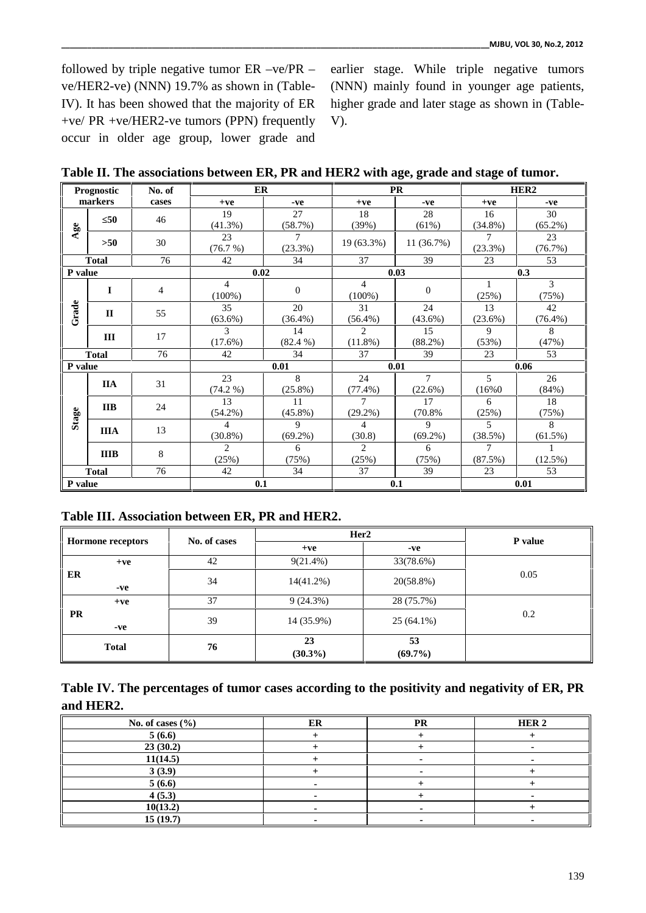followed by triple negative tumor ER –ve/PR –ve/HER2-ve) (NNN) 19.7% as shown in (Table-IV). It has been showed that the majority of ER +ve/ PR +ve/HER2-ve tumors (PPN) frequently occur in older age group, lower grade and earlier stage. While triple negative tumors (NNN) mainly found in younger age patients, higher grade and later stage as shown in (Table-V).

**Table II. The associations between ER, PR and HER2 with age, grade and stage of tumor.**

| Prognostic markers | | No. of cases | ER | | PR | | HER2 | |
|---|---|---|---|---|---|---|---|---|
| | | | +ve | -ve | +ve | -ve | +ve | -ve |
| Age | ≤50 | 46 | 19 (41.3%) | 27 (58.7%) | 18 (39%) | 28 (61%) | 16 (34.8%) | 30 (65.2%) |
| | >50 | 30 | 23 (76.7 %) | 7 (23.3%) | 19 (63.3%) | 11 (36.7%) | 7 (23.3%) | 23 (76.7%) |
| Total | | 76 | 42 | 34 | 37 | 39 | 23 | 53 |
| P value | | | 0.02 | | 0.03 | | 0.3 | |
| Grade | I | 4 | 4 (100%) | 0 | 4 (100%) | 0 | 1 (25%) | 3 (75%) |
| | II | 55 | 35 (63.6%) | 20 (36.4%) | 31 (56.4%) | 24 (43.6%) | 13 (23.6%) | 42 (76.4%) |
| | III | 17 | 3 (17.6%) | 14 (82.4 %) | 2 (11.8%) | 15 (88.2%) | 9 (53%) | 8 (47%) |
| Total | | 76 | 42 | 34 | 37 | 39 | 23 | 53 |
| P value | | | 0.01 | | 0.01 | | 0.06 | |
| Stage | IIA | 31 | 23 (74.2 %) | 8 (25.8%) | 24 (77.4%) | 7 (22.6%) | 5 (16%0 | 26 (84%) |
| | IIB | 24 | 13 (54.2%) | 11 (45.8%) | 7 (29.2%) | 17 (70.8% | 6 (25%) | 18 (75%) |
| | IIIA | 13 | 4 (30.8%) | 9 (69.2%) | 4 (30.8) | 9 (69.2%) | 5 (38.5%) | 8 (61.5%) |
| | IIIB | 8 | 2 (25%) | 6 (75%) | 2 (25%) | 6 (75%) | 7 (87.5%) | 1 (12.5%) |
| Total | | 76 | 42 | 34 | 37 | 39 | 23 | 53 |
| P value | | | 0.1 | | 0.1 | | 0.01 | |

**Table III. Association between ER, PR and HER2.**

| Hormone receptors | | No. of cases | Her2 | | P value |
|---|---|---|---|---|---|
| | | | +ve | -ve | |
| ER | +ve | 42 | 9(21.4%) | 33(78.6%) | 0.05 |
| | -ve | 34 | 14(41.2%) | 20(58.8%) | |
| PR | +ve | 37 | 9 (24.3%) | 28 (75.7%) | 0.2 |
| | -ve | 39 | 14 (35.9%) | 25 (64.1%) | |
| Total | | 76 | 23 (30.3%) | 53 (69.7%) | |

**Table IV. The percentages of tumor cases according to the positivity and negativity of ER, PR and HER2.**

| No. of cases (%) | ER | PR | HER 2 |
|---|---|---|---|
| 5 (6.6) | + | + | + |
| 23 (30.2) | + | + | - |
| 11(14.5) | + | - | - |
| 3 (3.9) | + | - | + |
| 5 (6.6) | - | + | + |
| 4 (5.3) | - | + | - |
| 10(13.2) | - | - | + |
| 15 (19.7) | - | - | - |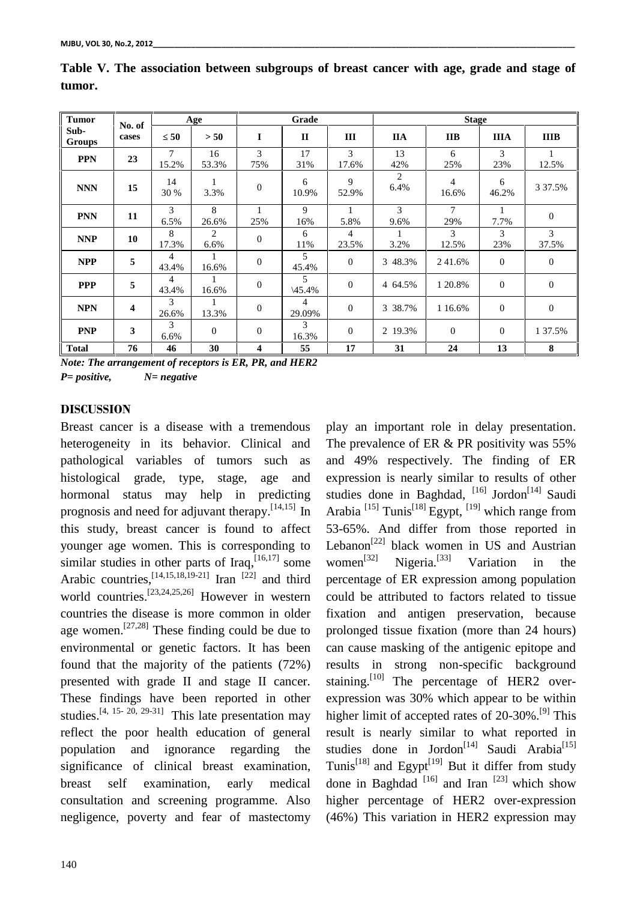**Table V. The association between subgroups of breast cancer with age, grade and stage of tumor.**

| Tumor Sub-Groups | No. of cases | Age | | Grade | | | Stage | | | |
|---|---|---|---|---|---|---|---|---|---|---|
| | | ≤ 50 | > 50 | I | II | III | IIA | IIB | IIIA | IIIB |
| **PPN** | **23** | 7 15.2% | 16 53.3% | 3 75% | 17 31% | 3 17.6% | 13 42% | 6 25% | 3 23% | 1 12.5% |
| **NNN** | **15** | 14 30 % | 1 3.3% | 0 | 6 10.9% | 9 52.9% | 2 6.4% | 4 16.6% | 6 46.2% | 3 37.5% |
| **PNN** | **11** | 3 6.5% | 8 26.6% | 1 25% | 9 16% | 1 5.8% | 3 9.6% | 7 29% | 1 7.7% | 0 |
| **NNP** | **10** | 8 17.3% | 2 6.6% | 0 | 6 11% | 4 23.5% | 1 3.2% | 3 12.5% | 3 23% | 3 37.5% |
| **NPP** | **5** | 4 43.4% | 1 16.6% | 0 | 5 45.4% | 0 | 3 48.3% | 2 41.6% | 0 | 0 |
| **PPP** | **5** | 4 43.4% | 1 16.6% | 0 | 5 \45.4% | 0 | 4 64.5% | 1 20.8% | 0 | 0 |
| **NPN** | **4** | 3 26.6% | 1 13.3% | 0 | 4 29.09% | 0 | 3 38.7% | 1 16.6% | 0 | 0 |
| **PNP** | **3** | 3 6.6% | 0 | 0 | 3 16.3% | 0 | 2 19.3% | 0 | 0 | 1 37.5% |
| **Total** | **76** | **46** | **30** | **4** | **55** | **17** | **31** | **24** | **13** | **8** |

*Note: The arrangement of receptors is ER, PR, and HER2*
*P= positive, N= negative*

## DISCUSSION

Breast cancer is a disease with a tremendous heterogeneity in its behavior. Clinical and pathological variables of tumors such as histological grade, type, stage, age and hormonal status may help in predicting prognosis and need for adjuvant therapy.[14,15] In this study, breast cancer is found to affect younger age women. This is corresponding to similar studies in other parts of Iraq,[16,17] some Arabic countries,[14,15,18,19-21] Iran [22] and third world countries.[23,24,25,26] However in western countries the disease is more common in older age women.[27,28] These finding could be due to environmental or genetic factors. It has been found that the majority of the patients (72%) presented with grade II and stage II cancer. These findings have been reported in other studies.[4, 15- 20, 29-31] This late presentation may reflect the poor health education of general population and ignorance regarding the significance of clinical breast examination, breast self examination, early medical consultation and screening programme. Also negligence, poverty and fear of mastectomy play an important role in delay presentation. The prevalence of ER & PR positivity was 55% and 49% respectively. The finding of ER expression is nearly similar to results of other studies done in Baghdad, [16] Jordon[14] Saudi Arabia [15] Tunis[18] Egypt, [19] which range from 53-65%. And differ from those reported in Lebanon[22] black women in US and Austrian women[32] Nigeria.[33] Variation in the percentage of ER expression among population could be attributed to factors related to tissue fixation and antigen preservation, because prolonged tissue fixation (more than 24 hours) can cause masking of the antigenic epitope and results in strong non-specific background staining.[10] The percentage of HER2 over-expression was 30% which appear to be within higher limit of accepted rates of 20-30%.[9] This result is nearly similar to what reported in studies done in Jordon[14] Saudi Arabia[15] Tunis[18] and Egypt[19] But it differ from study done in Baghdad [16] and Iran [23] which show higher percentage of HER2 over-expression (46%) This variation in HER2 expression may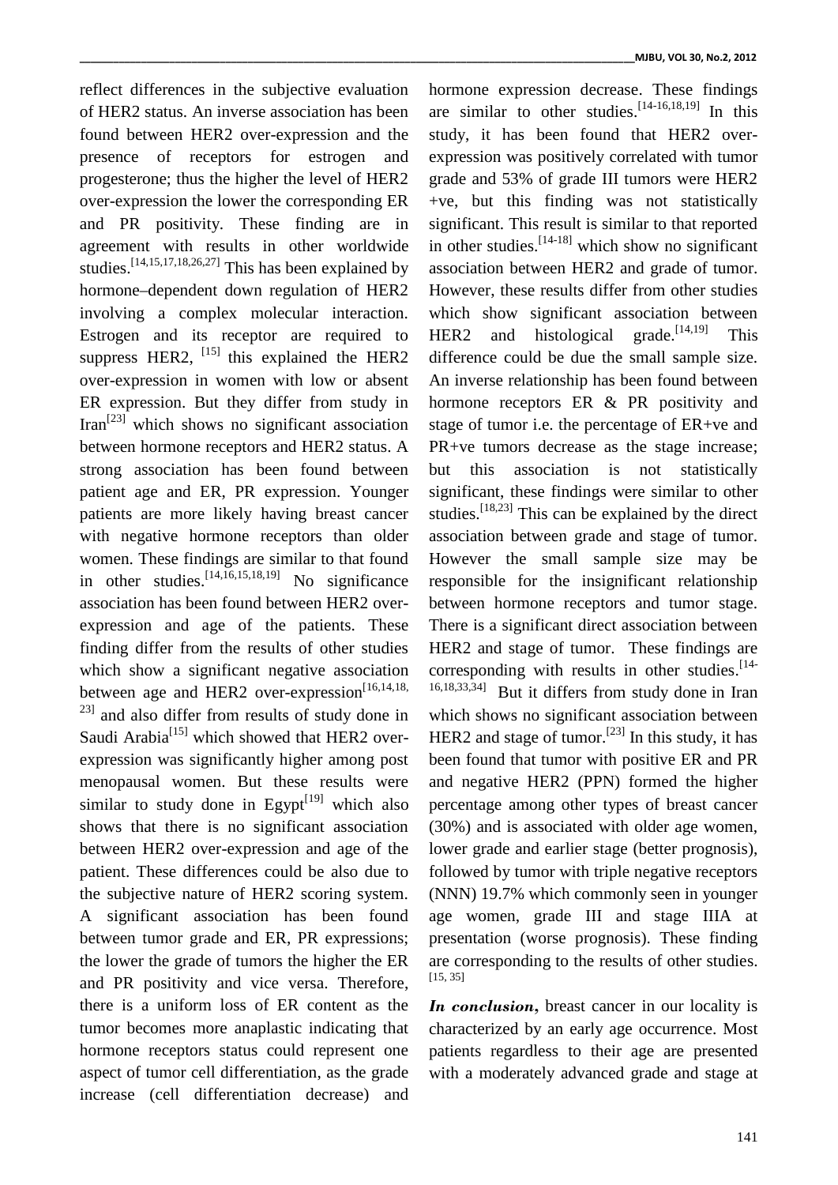reflect differences in the subjective evaluation of HER2 status. An inverse association has been found between HER2 over-expression and the presence of receptors for estrogen and progesterone; thus the higher the level of HER2 over-expression the lower the corresponding ER and PR positivity. These finding are in agreement with results in other worldwide studies.[14,15,17,18,26,27] This has been explained by hormone–dependent down regulation of HER2 involving a complex molecular interaction. Estrogen and its receptor are required to suppress HER2, [15] this explained the HER2 over-expression in women with low or absent ER expression. But they differ from study in Iran[23] which shows no significant association between hormone receptors and HER2 status. A strong association has been found between patient age and ER, PR expression. Younger patients are more likely having breast cancer with negative hormone receptors than older women. These findings are similar to that found in other studies.[14,16,15,18,19] No significance association has been found between HER2 over-expression and age of the patients. These finding differ from the results of other studies which show a significant negative association between age and HER2 over-expression[16,14,18,23] and also differ from results of study done in Saudi Arabia[15] which showed that HER2 over-expression was significantly higher among post menopausal women. But these results were similar to study done in Egypt[19] which also shows that there is no significant association between HER2 over-expression and age of the patient. These differences could be also due to the subjective nature of HER2 scoring system. A significant association has been found between tumor grade and ER, PR expressions; the lower the grade of tumors the higher the ER and PR positivity and vice versa. Therefore, there is a uniform loss of ER content as the tumor becomes more anaplastic indicating that hormone receptors status could represent one aspect of tumor cell differentiation, as the grade increase (cell differentiation decrease) and hormone expression decrease. These findings are similar to other studies.[14-16,18,19] In this study, it has been found that HER2 over-expression was positively correlated with tumor grade and 53% of grade III tumors were HER2 +ve, but this finding was not statistically significant. This result is similar to that reported in other studies.[14-18] which show no significant association between HER2 and grade of tumor. However, these results differ from other studies which show significant association between HER2 and histological grade.[14,19] This difference could be due the small sample size. An inverse relationship has been found between hormone receptors ER & PR positivity and stage of tumor i.e. the percentage of ER+ve and PR+ve tumors decrease as the stage increase; but this association is not statistically significant, these findings were similar to other studies.[18,23] This can be explained by the direct association between grade and stage of tumor. However the small sample size may be responsible for the insignificant relationship between hormone receptors and tumor stage. There is a significant direct association between HER2 and stage of tumor. These findings are corresponding with results in other studies.[14-16,18,33,34] But it differs from study done in Iran which shows no significant association between HER2 and stage of tumor.[23] In this study, it has been found that tumor with positive ER and PR and negative HER2 (PPN) formed the higher percentage among other types of breast cancer (30%) and is associated with older age women, lower grade and earlier stage (better prognosis), followed by tumor with triple negative receptors (NNN) 19.7% which commonly seen in younger age women, grade III and stage IIIA at presentation (worse prognosis). These finding are corresponding to the results of other studies.[15, 35]

***In conclusion***, breast cancer in our locality is characterized by an early age occurrence. Most patients regardless to their age are presented with a moderately advanced grade and stage at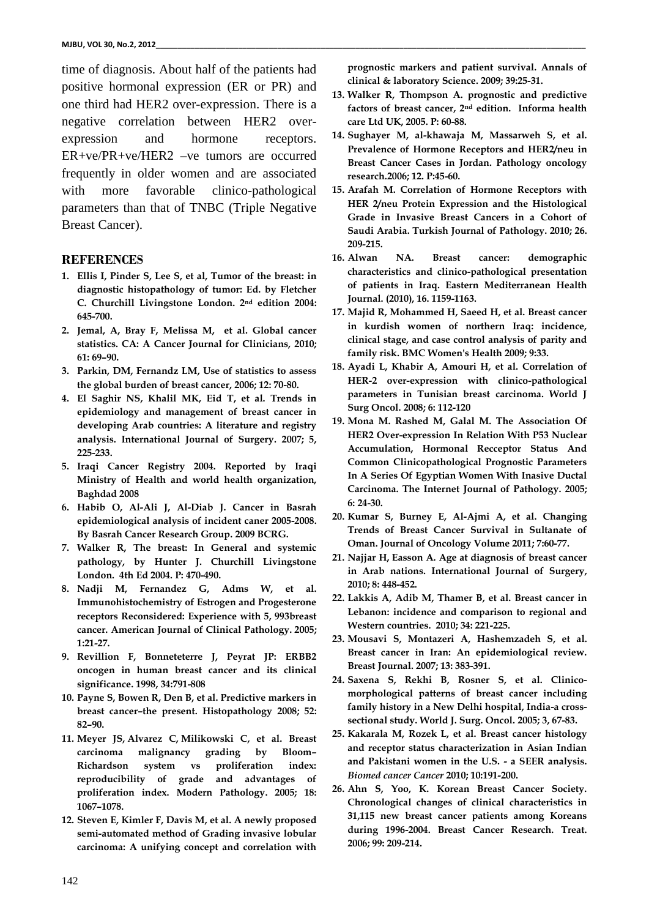time of diagnosis. About half of the patients had positive hormonal expression (ER or PR) and one third had HER2 over-expression. There is a negative correlation between HER2 over-expression and hormone receptors. ER+ve/PR+ve/HER2 –ve tumors are occurred frequently in older women and are associated with more favorable clinico-pathological parameters than that of TNBC (Triple Negative Breast Cancer).

## REFERENCES

1. **Ellis I, Pinder S, Lee S, et al, Tumor of the breast: in diagnostic histopathology of tumor: Ed. by Fletcher C. Churchill Livingstone London. 2nd edition 2004: 645-700.**
2. **Jemal, A, Bray F, Melissa M, et al. Global cancer statistics. CA: A Cancer Journal for Clinicians, 2010; 61: 69–90.**
3. **Parkin, DM, Fernandz LM, Use of statistics to assess the global burden of breast cancer, 2006; 12: 70-80.**
4. **El Saghir NS, Khalil MK, Eid T, et al. Trends in epidemiology and management of breast cancer in developing Arab countries: A literature and registry analysis. International Journal of Surgery. 2007; 5, 225-233.**
5. **Iraqi Cancer Registry 2004. Reported by Iraqi Ministry of Health and world health organization, Baghdad 2008**
6. **Habib O, Al-Ali J, Al-Diab J. Cancer in Basrah epidemiological analysis of incident caner 2005-2008. By Basrah Cancer Research Group. 2009 BCRG.**
7. **Walker R, The breast: In General and systemic pathology, by Hunter J. Churchill Livingstone London. 4th Ed 2004. P: 470-490.**
8. **Nadji M, Fernandez G, Adms W, et al. Immunohistochemistry of Estrogen and Progesterone receptors Reconsidered: Experience with 5, 993breast cancer. American Journal of Clinical Pathology. 2005; 1:21-27.**
9. **Revillion F, Bonneteterre J, Peyrat JP: ERBB2 oncogen in human breast cancer and its clinical significance. 1998, 34:791-808**
10. **Payne S, Bowen R, Den B, et al. Predictive markers in breast cancer–the present. Histopathology 2008; 52: 82–90.**
11. **Meyer JS, Alvarez C, Milikowski C, et al. Breast carcinoma malignancy grading by Bloom–Richardson system vs proliferation index: reproducibility of grade and advantages of proliferation index. Modern Pathology. 2005; 18: 1067–1078.**
12. **Steven E, Kimler F, Davis M, et al. A newly proposed semi-automated method of Grading invasive lobular carcinoma: A unifying concept and correlation with prognostic markers and patient survival. Annals of clinical & laboratory Science. 2009; 39:25-31.**
13. **Walker R, Thompson A. prognostic and predictive factors of breast cancer, 2nd edition. Informa health care Ltd UK, 2005. P: 60-88.**
14. **Sughayer M, al-khawaja M, Massarweh S, et al. Prevalence of Hormone Receptors and HER2/neu in Breast Cancer Cases in Jordan. Pathology oncology research.2006; 12. P:45-60.**
15. **Arafah M. Correlation of Hormone Receptors with HER 2/neu Protein Expression and the Histological Grade in Invasive Breast Cancers in a Cohort of Saudi Arabia. Turkish Journal of Pathology. 2010; 26. 209-215.**
16. **Alwan NA. Breast cancer: demographic characteristics and clinico-pathological presentation of patients in Iraq. Eastern Mediterranean Health Journal. (2010), 16. 1159-1163.**
17. **Majid R, Mohammed H, Saeed H, et al. Breast cancer in kurdish women of northern Iraq: incidence, clinical stage, and case control analysis of parity and family risk. BMC Women's Health 2009; 9:33.**
18. **Ayadi L, Khabir A, Amouri H, et al. Correlation of HER-2 over-expression with clinico-pathological parameters in Tunisian breast carcinoma. World J Surg Oncol. 2008; 6: 112-120**
19. **Mona M. Rashed M, Galal M. The Association Of HER2 Over-expression In Relation With P53 Nuclear Accumulation, Hormonal Recceptor Status And Common Clinicopathological Prognostic Parameters In A Series Of Egyptian Women With Inasive Ductal Carcinoma. The Internet Journal of Pathology. 2005; 6: 24-30.**
20. **Kumar S, Burney E, Al-Ajmi A, et al. Changing Trends of Breast Cancer Survival in Sultanate of Oman. Journal of Oncology Volume 2011; 7:60-77.**
21. **Najjar H, Easson A. Age at diagnosis of breast cancer in Arab nations. International Journal of Surgery, 2010; 8: 448-452.**
22. **Lakkis A, Adib M, Thamer B, et al. Breast cancer in Lebanon: incidence and comparison to regional and Western countries. 2010; 34: 221-225.**
23. **Mousavi S, Montazeri A, Hashemzadeh S, et al. Breast cancer in Iran: An epidemiological review. Breast Journal. 2007; 13: 383-391.**
24. **Saxena S, Rekhi B, Rosner S, et al. Clinico-morphological patterns of breast cancer including family history in a New Delhi hospital, India-a cross-sectional study. World J. Surg. Oncol. 2005; 3, 67-83.**
25. **Kakarala M, Rozek L, et al. Breast cancer histology and receptor status characterization in Asian Indian and Pakistani women in the U.S. - a SEER analysis. *Biomed cancer Cancer* 2010; 10:191-200.**
26. **Ahn S, Yoo, K. Korean Breast Cancer Society. Chronological changes of clinical characteristics in 31,115 new breast cancer patients among Koreans during 1996-2004. Breast Cancer Research. Treat. 2006; 99: 209-214.**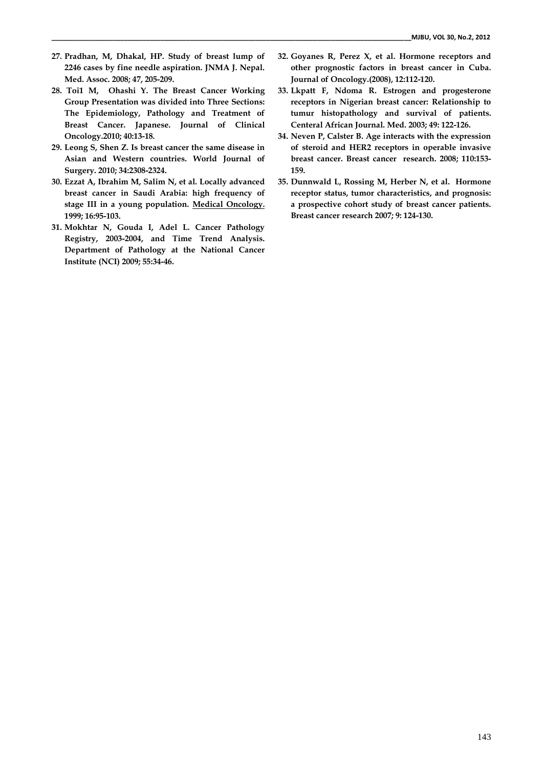27. **Pradhan, M, Dhakal, HP. Study of breast lump of 2246 cases by fine needle aspiration. JNMA J. Nepal. Med. Assoc. 2008; 47, 205-209.**
28. **Toi1 M, Ohashi Y. The Breast Cancer Working Group Presentation was divided into Three Sections: The Epidemiology, Pathology and Treatment of Breast Cancer. Japanese. Journal of Clinical Oncology.2010; 40:13-18.**
29. **Leong S, Shen Z. Is breast cancer the same disease in Asian and Western countries. World Journal of Surgery. 2010; 34:2308-2324.**
30. **Ezzat A, Ibrahim M, Salim N, et al. Locally advanced breast cancer in Saudi Arabia: high frequency of stage III in a young population. Medical Oncology. 1999; 16:95-103.**
31. **Mokhtar N, Gouda I, Adel L. Cancer Pathology Registry, 2003-2004, and Time Trend Analysis. Department of Pathology at the National Cancer Institute (NCI) 2009; 55:34-46.**
32. **Goyanes R, Perez X, et al. Hormone receptors and other prognostic factors in breast cancer in Cuba. Journal of Oncology.(2008), 12:112-120.**
33. **Lkpatt F, Ndoma R. Estrogen and progesterone receptors in Nigerian breast cancer: Relationship to tumur histopathology and survival of patients. Centeral African Journal. Med. 2003; 49: 122-126.**
34. **Neven P, Calster B. Age interacts with the expression of steroid and HER2 receptors in operable invasive breast cancer. Breast cancer research. 2008; 110:153-159.**
35. **Dunnwald L, Rossing M, Herber N, et al. Hormone receptor status, tumor characteristics, and prognosis: a prospective cohort study of breast cancer patients. Breast cancer research 2007; 9: 124-130.**